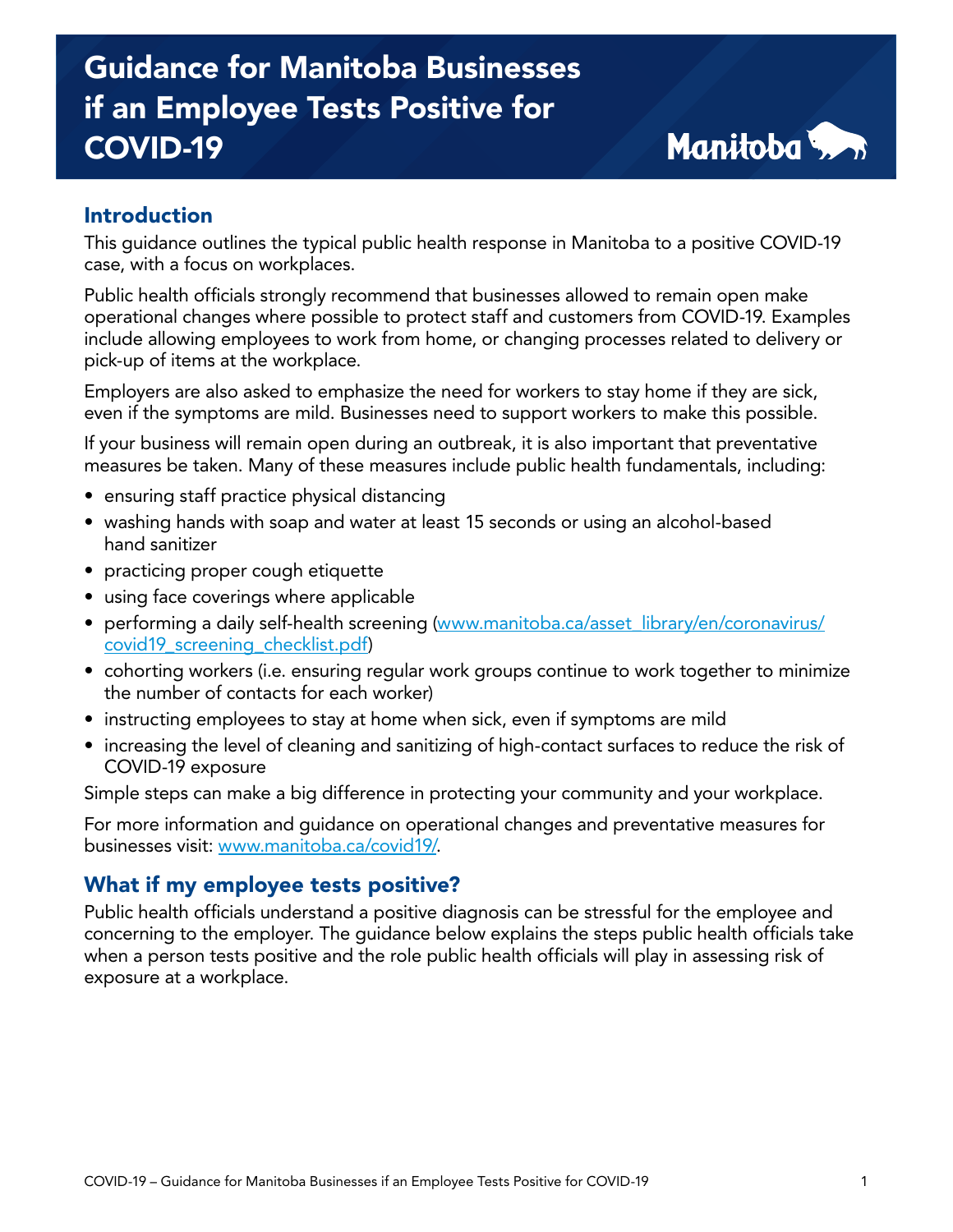# Guidance for Manitoba Businesses if an Employee Tests Positive for COVID-19

## Introduction

This guidance outlines the typical public health response in Manitoba to a positive COVID-19 case, with a focus on workplaces.

Public health officials strongly recommend that businesses allowed to remain open make operational changes where possible to protect staff and customers from COVID-19. Examples include allowing employees to work from home, or changing processes related to delivery or pick-up of items at the workplace.

Employers are also asked to emphasize the need for workers to stay home if they are sick, even if the symptoms are mild. Businesses need to support workers to make this possible.

If your business will remain open during an outbreak, it is also important that preventative measures be taken. Many of these measures include public health fundamentals, including:

- ensuring staff practice physical distancing
- washing hands with soap and water at least 15 seconds or using an alcohol-based hand sanitizer
- practicing proper cough etiquette
- using face coverings where applicable
- performing a daily self-health screening (www.manitoba.ca/asset_library/en/coronavirus/covid19_screening_checklist.pdf)
- cohorting workers (i.e. ensuring regular work groups continue to work together to minimize the number of contacts for each worker)
- instructing employees to stay at home when sick, even if symptoms are mild
- increasing the level of cleaning and sanitizing of high-contact surfaces to reduce the risk of COVID-19 exposure

Simple steps can make a big difference in protecting your community and your workplace.

For more information and guidance on operational changes and preventative measures for businesses visit: www.manitoba.ca/covid19/.

## What if my employee tests positive?

Public health officials understand a positive diagnosis can be stressful for the employee and concerning to the employer. The guidance below explains the steps public health officials take when a person tests positive and the role public health officials will play in assessing risk of exposure at a workplace.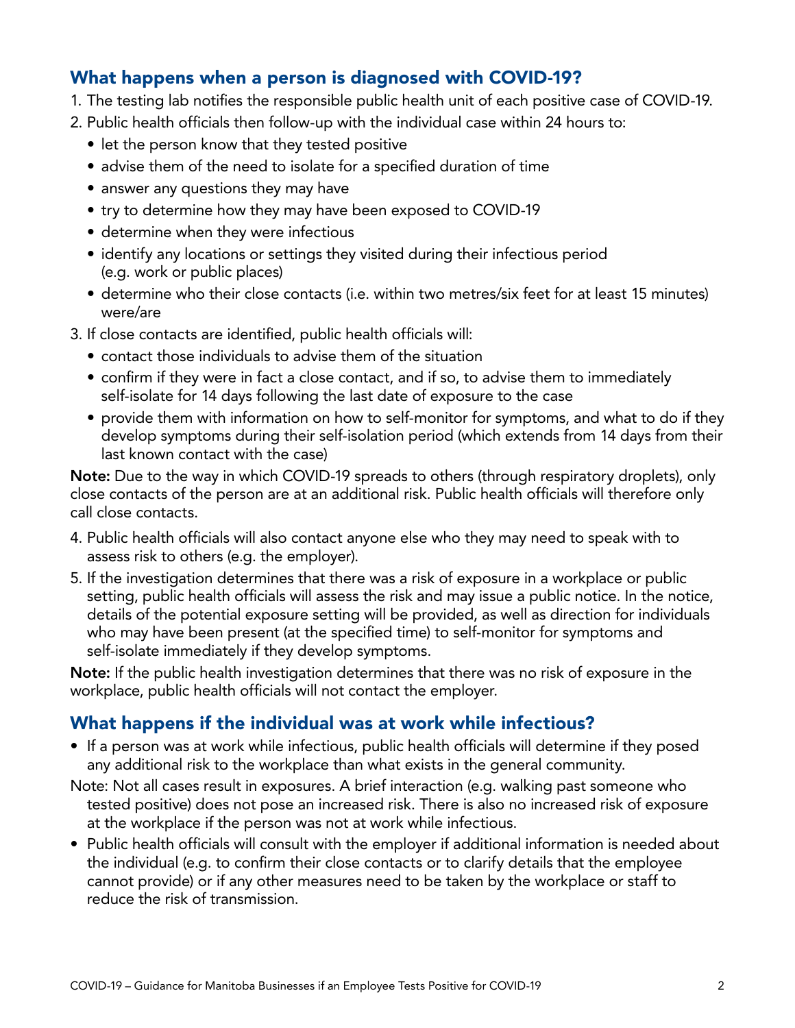## What happens when a person is diagnosed with COVID-19?

1. The testing lab notifies the responsible public health unit of each positive case of COVID-19.
2. Public health officials then follow-up with the individual case within 24 hours to:
   - let the person know that they tested positive
   - advise them of the need to isolate for a specified duration of time
   - answer any questions they may have
   - try to determine how they may have been exposed to COVID-19
   - determine when they were infectious
   - identify any locations or settings they visited during their infectious period (e.g. work or public places)
   - determine who their close contacts (i.e. within two metres/six feet for at least 15 minutes) were/are
3. If close contacts are identified, public health officials will:
   - contact those individuals to advise them of the situation
   - confirm if they were in fact a close contact, and if so, to advise them to immediately self-isolate for 14 days following the last date of exposure to the case
   - provide them with information on how to self-monitor for symptoms, and what to do if they develop symptoms during their self-isolation period (which extends from 14 days from their last known contact with the case)

**Note:** Due to the way in which COVID-19 spreads to others (through respiratory droplets), only close contacts of the person are at an additional risk. Public health officials will therefore only call close contacts.

4. Public health officials will also contact anyone else who they may need to speak with to assess risk to others (e.g. the employer).
5. If the investigation determines that there was a risk of exposure in a workplace or public setting, public health officials will assess the risk and may issue a public notice. In the notice, details of the potential exposure setting will be provided, as well as direction for individuals who may have been present (at the specified time) to self-monitor for symptoms and self-isolate immediately if they develop symptoms.

**Note:** If the public health investigation determines that there was no risk of exposure in the workplace, public health officials will not contact the employer.

## What happens if the individual was at work while infectious?

- If a person was at work while infectious, public health officials will determine if they posed any additional risk to the workplace than what exists in the general community.

Note: Not all cases result in exposures. A brief interaction (e.g. walking past someone who tested positive) does not pose an increased risk. There is also no increased risk of exposure at the workplace if the person was not at work while infectious.

- Public health officials will consult with the employer if additional information is needed about the individual (e.g. to confirm their close contacts or to clarify details that the employee cannot provide) or if any other measures need to be taken by the workplace or staff to reduce the risk of transmission.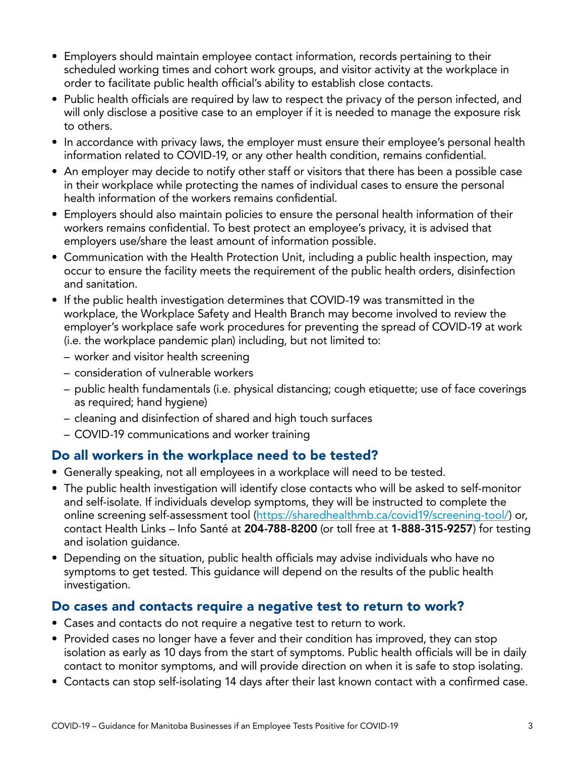- Employers should maintain employee contact information, records pertaining to their scheduled working times and cohort work groups, and visitor activity at the workplace in order to facilitate public health official's ability to establish close contacts.
- Public health officials are required by law to respect the privacy of the person infected, and will only disclose a positive case to an employer if it is needed to manage the exposure risk to others.
- In accordance with privacy laws, the employer must ensure their employee's personal health information related to COVID-19, or any other health condition, remains confidential.
- An employer may decide to notify other staff or visitors that there has been a possible case in their workplace while protecting the names of individual cases to ensure the personal health information of the workers remains confidential.
- Employers should also maintain policies to ensure the personal health information of their workers remains confidential. To best protect an employee's privacy, it is advised that employers use/share the least amount of information possible.
- Communication with the Health Protection Unit, including a public health inspection, may occur to ensure the facility meets the requirement of the public health orders, disinfection and sanitation.
- If the public health investigation determines that COVID-19 was transmitted in the workplace, the Workplace Safety and Health Branch may become involved to review the employer's workplace safe work procedures for preventing the spread of COVID-19 at work (i.e. the workplace pandemic plan) including, but not limited to:
  - worker and visitor health screening
  - consideration of vulnerable workers
  - public health fundamentals (i.e. physical distancing; cough etiquette; use of face coverings as required; hand hygiene)
  - cleaning and disinfection of shared and high touch surfaces
  - COVID-19 communications and worker training

## Do all workers in the workplace need to be tested?

- Generally speaking, not all employees in a workplace will need to be tested.
- The public health investigation will identify close contacts who will be asked to self-monitor and self-isolate. If individuals develop symptoms, they will be instructed to complete the online screening self-assessment tool (https://sharedhealthmb.ca/covid19/screening-tool/) or, contact Health Links – Info Santé at **204-788-8200** (or toll free at **1-888-315-9257**) for testing and isolation guidance.
- Depending on the situation, public health officials may advise individuals who have no symptoms to get tested. This guidance will depend on the results of the public health investigation.

## Do cases and contacts require a negative test to return to work?

- Cases and contacts do not require a negative test to return to work.
- Provided cases no longer have a fever and their condition has improved, they can stop isolation as early as 10 days from the start of symptoms. Public health officials will be in daily contact to monitor symptoms, and will provide direction on when it is safe to stop isolating.
- Contacts can stop self-isolating 14 days after their last known contact with a confirmed case.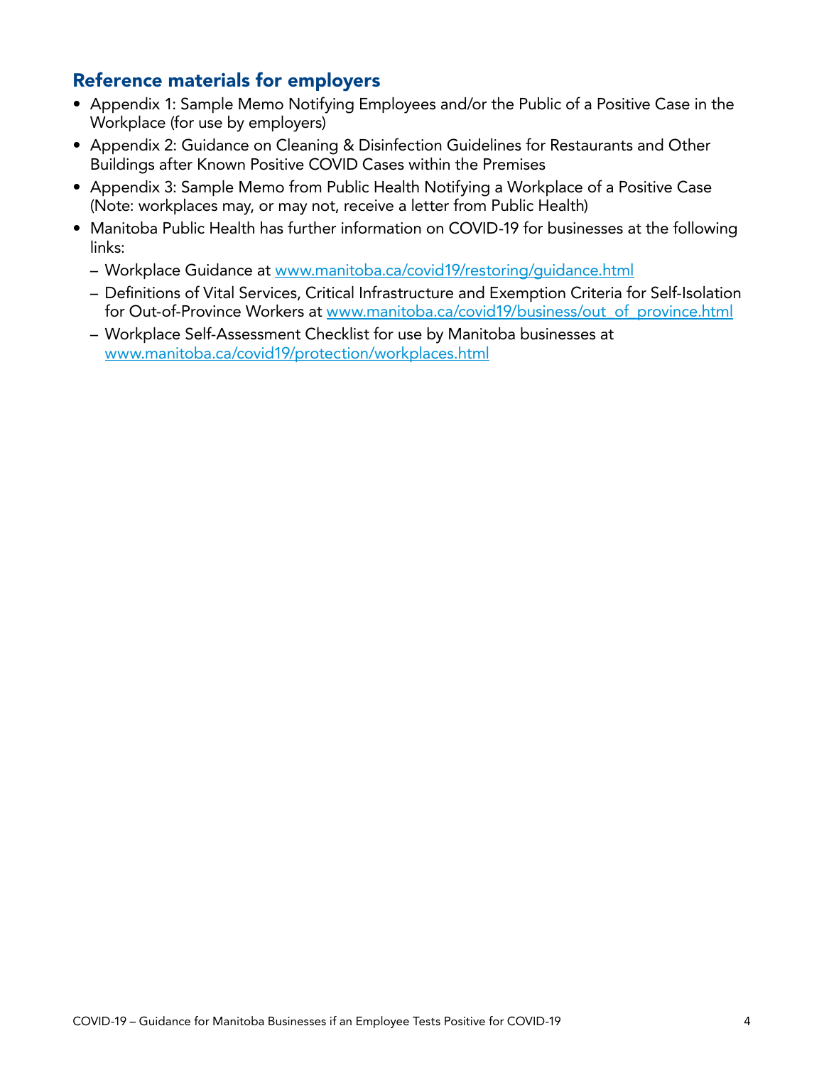## Reference materials for employers

- Appendix 1: Sample Memo Notifying Employees and/or the Public of a Positive Case in the Workplace (for use by employers)
- Appendix 2: Guidance on Cleaning & Disinfection Guidelines for Restaurants and Other Buildings after Known Positive COVID Cases within the Premises
- Appendix 3: Sample Memo from Public Health Notifying a Workplace of a Positive Case (Note: workplaces may, or may not, receive a letter from Public Health)
- Manitoba Public Health has further information on COVID-19 for businesses at the following links:
  - Workplace Guidance at www.manitoba.ca/covid19/restoring/guidance.html
  - Definitions of Vital Services, Critical Infrastructure and Exemption Criteria for Self-Isolation for Out-of-Province Workers at www.manitoba.ca/covid19/business/out_of_province.html
  - Workplace Self-Assessment Checklist for use by Manitoba businesses at www.manitoba.ca/covid19/protection/workplaces.html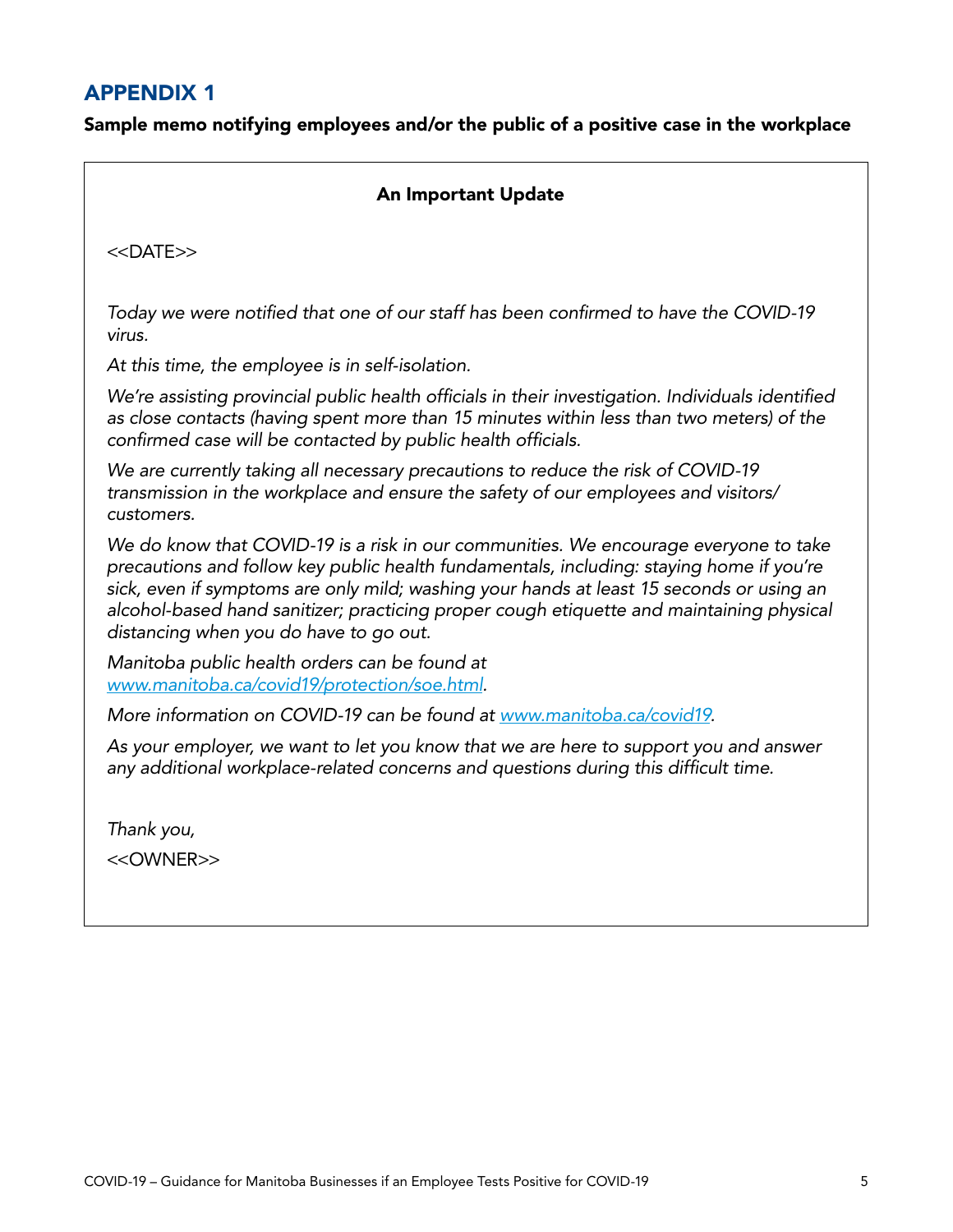# APPENDIX 1

**Sample memo notifying employees and/or the public of a positive case in the workplace**

**An Important Update**

<<DATE>>

*Today we were notified that one of our staff has been confirmed to have the COVID-19 virus.*

*At this time, the employee is in self-isolation.*

*We're assisting provincial public health officials in their investigation. Individuals identified as close contacts (having spent more than 15 minutes within less than two meters) of the confirmed case will be contacted by public health officials.*

*We are currently taking all necessary precautions to reduce the risk of COVID-19 transmission in the workplace and ensure the safety of our employees and visitors/ customers.*

*We do know that COVID-19 is a risk in our communities. We encourage everyone to take precautions and follow key public health fundamentals, including: staying home if you're sick, even if symptoms are only mild; washing your hands at least 15 seconds or using an alcohol-based hand sanitizer; practicing proper cough etiquette and maintaining physical distancing when you do have to go out.*

*Manitoba public health orders can be found at [www.manitoba.ca/covid19/protection/soe.html](www.manitoba.ca/covid19/protection/soe.html).*

*More information on COVID-19 can be found at [www.manitoba.ca/covid19](www.manitoba.ca/covid19).*

*As your employer, we want to let you know that we are here to support you and answer any additional workplace-related concerns and questions during this difficult time.*

*Thank you,*

<<OWNER>>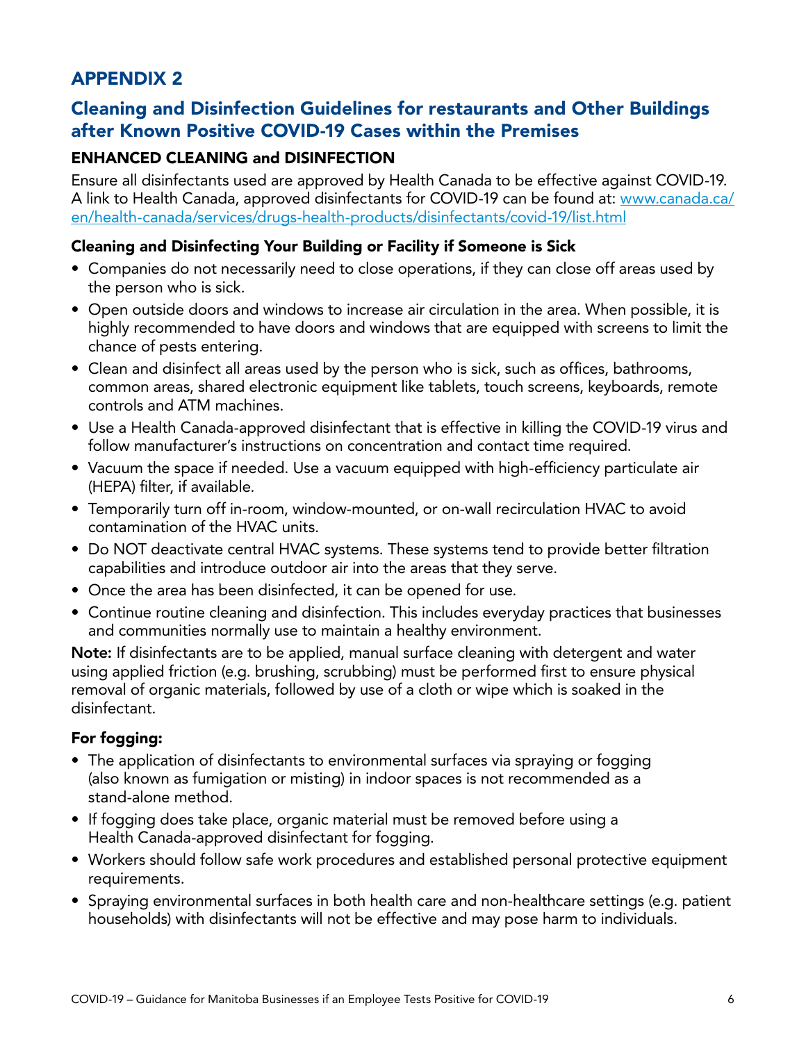# APPENDIX 2

## Cleaning and Disinfection Guidelines for restaurants and Other Buildings after Known Positive COVID-19 Cases within the Premises

### ENHANCED CLEANING and DISINFECTION

Ensure all disinfectants used are approved by Health Canada to be effective against COVID-19. A link to Health Canada, approved disinfectants for COVID-19 can be found at: [www.canada.ca/en/health-canada/services/drugs-health-products/disinfectants/covid-19/list.html](www.canada.ca/en/health-canada/services/drugs-health-products/disinfectants/covid-19/list.html)

### Cleaning and Disinfecting Your Building or Facility if Someone is Sick

- Companies do not necessarily need to close operations, if they can close off areas used by the person who is sick.
- Open outside doors and windows to increase air circulation in the area. When possible, it is highly recommended to have doors and windows that are equipped with screens to limit the chance of pests entering.
- Clean and disinfect all areas used by the person who is sick, such as offices, bathrooms, common areas, shared electronic equipment like tablets, touch screens, keyboards, remote controls and ATM machines.
- Use a Health Canada-approved disinfectant that is effective in killing the COVID-19 virus and follow manufacturer's instructions on concentration and contact time required.
- Vacuum the space if needed. Use a vacuum equipped with high-efficiency particulate air (HEPA) filter, if available.
- Temporarily turn off in-room, window-mounted, or on-wall recirculation HVAC to avoid contamination of the HVAC units.
- Do NOT deactivate central HVAC systems. These systems tend to provide better filtration capabilities and introduce outdoor air into the areas that they serve.
- Once the area has been disinfected, it can be opened for use.
- Continue routine cleaning and disinfection. This includes everyday practices that businesses and communities normally use to maintain a healthy environment.

**Note:** If disinfectants are to be applied, manual surface cleaning with detergent and water using applied friction (e.g. brushing, scrubbing) must be performed first to ensure physical removal of organic materials, followed by use of a cloth or wipe which is soaked in the disinfectant.

### For fogging:

- The application of disinfectants to environmental surfaces via spraying or fogging (also known as fumigation or misting) in indoor spaces is not recommended as a stand-alone method.
- If fogging does take place, organic material must be removed before using a Health Canada-approved disinfectant for fogging.
- Workers should follow safe work procedures and established personal protective equipment requirements.
- Spraying environmental surfaces in both health care and non-healthcare settings (e.g. patient households) with disinfectants will not be effective and may pose harm to individuals.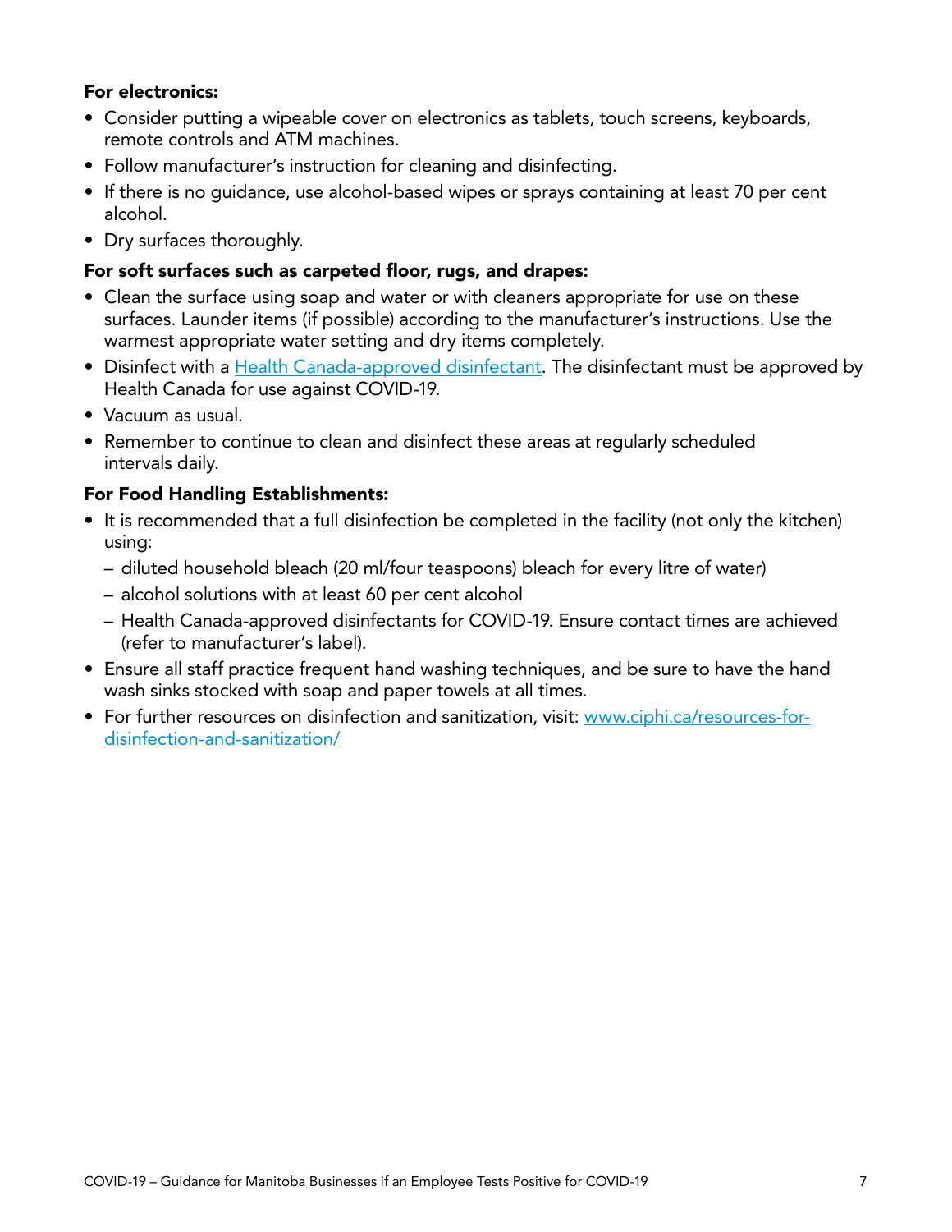**For electronics:**

- Consider putting a wipeable cover on electronics as tablets, touch screens, keyboards, remote controls and ATM machines.
- Follow manufacturer's instruction for cleaning and disinfecting.
- If there is no guidance, use alcohol-based wipes or sprays containing at least 70 per cent alcohol.
- Dry surfaces thoroughly.

**For soft surfaces such as carpeted floor, rugs, and drapes:**

- Clean the surface using soap and water or with cleaners appropriate for use on these surfaces. Launder items (if possible) according to the manufacturer's instructions. Use the warmest appropriate water setting and dry items completely.
- Disinfect with a [Health Canada-approved disinfectant](). The disinfectant must be approved by Health Canada for use against COVID-19.
- Vacuum as usual.
- Remember to continue to clean and disinfect these areas at regularly scheduled intervals daily.

**For Food Handling Establishments:**

- It is recommended that a full disinfection be completed in the facility (not only the kitchen) using:
  - diluted household bleach (20 ml/four teaspoons) bleach for every litre of water)
  - alcohol solutions with at least 60 per cent alcohol
  - Health Canada-approved disinfectants for COVID-19. Ensure contact times are achieved (refer to manufacturer's label).
- Ensure all staff practice frequent hand washing techniques, and be sure to have the hand wash sinks stocked with soap and paper towels at all times.
- For further resources on disinfection and sanitization, visit: [www.ciphi.ca/resources-for-disinfection-and-sanitization/](http://www.ciphi.ca/resources-for-disinfection-and-sanitization/)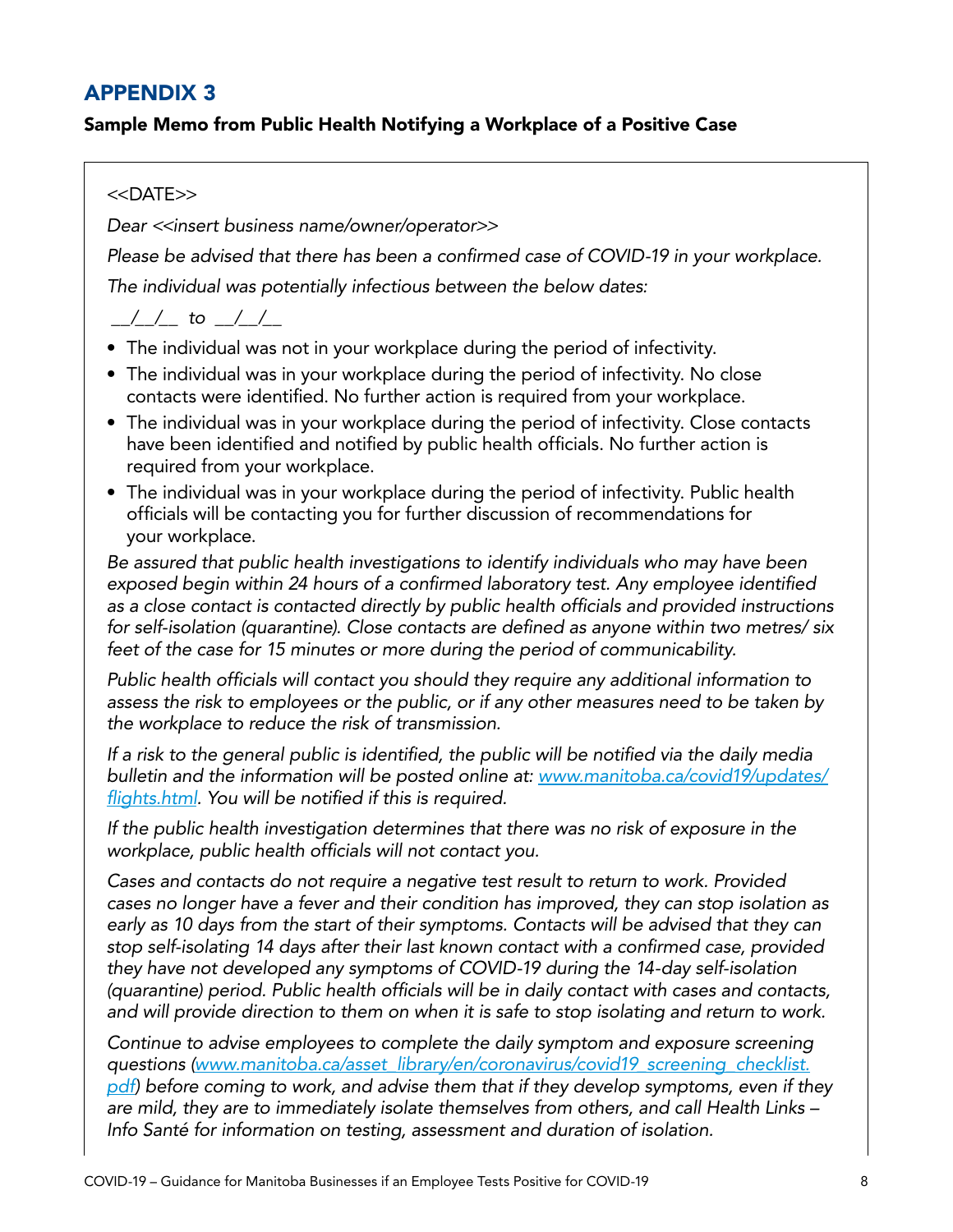## APPENDIX 3

**Sample Memo from Public Health Notifying a Workplace of a Positive Case**

<<DATE>>

*Dear <<insert business name/owner/operator>>*

*Please be advised that there has been a confirmed case of COVID-19 in your workplace.*

*The individual was potentially infectious between the below dates:*

*__/__/__ to __/__/__*

- The individual was not in your workplace during the period of infectivity.
- The individual was in your workplace during the period of infectivity. No close contacts were identified. No further action is required from your workplace.
- The individual was in your workplace during the period of infectivity. Close contacts have been identified and notified by public health officials. No further action is required from your workplace.
- The individual was in your workplace during the period of infectivity. Public health officials will be contacting you for further discussion of recommendations for your workplace.

*Be assured that public health investigations to identify individuals who may have been exposed begin within 24 hours of a confirmed laboratory test. Any employee identified as a close contact is contacted directly by public health officials and provided instructions for self-isolation (quarantine). Close contacts are defined as anyone within two metres/ six feet of the case for 15 minutes or more during the period of communicability.*

*Public health officials will contact you should they require any additional information to assess the risk to employees or the public, or if any other measures need to be taken by the workplace to reduce the risk of transmission.*

*If a risk to the general public is identified, the public will be notified via the daily media bulletin and the information will be posted online at: [www.manitoba.ca/covid19/updates/flights.html](www.manitoba.ca/covid19/updates/flights.html). You will be notified if this is required.*

*If the public health investigation determines that there was no risk of exposure in the workplace, public health officials will not contact you.*

*Cases and contacts do not require a negative test result to return to work. Provided cases no longer have a fever and their condition has improved, they can stop isolation as early as 10 days from the start of their symptoms. Contacts will be advised that they can stop self-isolating 14 days after their last known contact with a confirmed case, provided they have not developed any symptoms of COVID-19 during the 14-day self-isolation (quarantine) period. Public health officials will be in daily contact with cases and contacts, and will provide direction to them on when it is safe to stop isolating and return to work.*

*Continue to advise employees to complete the daily symptom and exposure screening questions ([www.manitoba.ca/asset_library/en/coronavirus/covid19_screening_checklist.pdf](www.manitoba.ca/asset_library/en/coronavirus/covid19_screening_checklist.pdf)) before coming to work, and advise them that if they develop symptoms, even if they are mild, they are to immediately isolate themselves from others, and call Health Links – Info Santé for information on testing, assessment and duration of isolation.*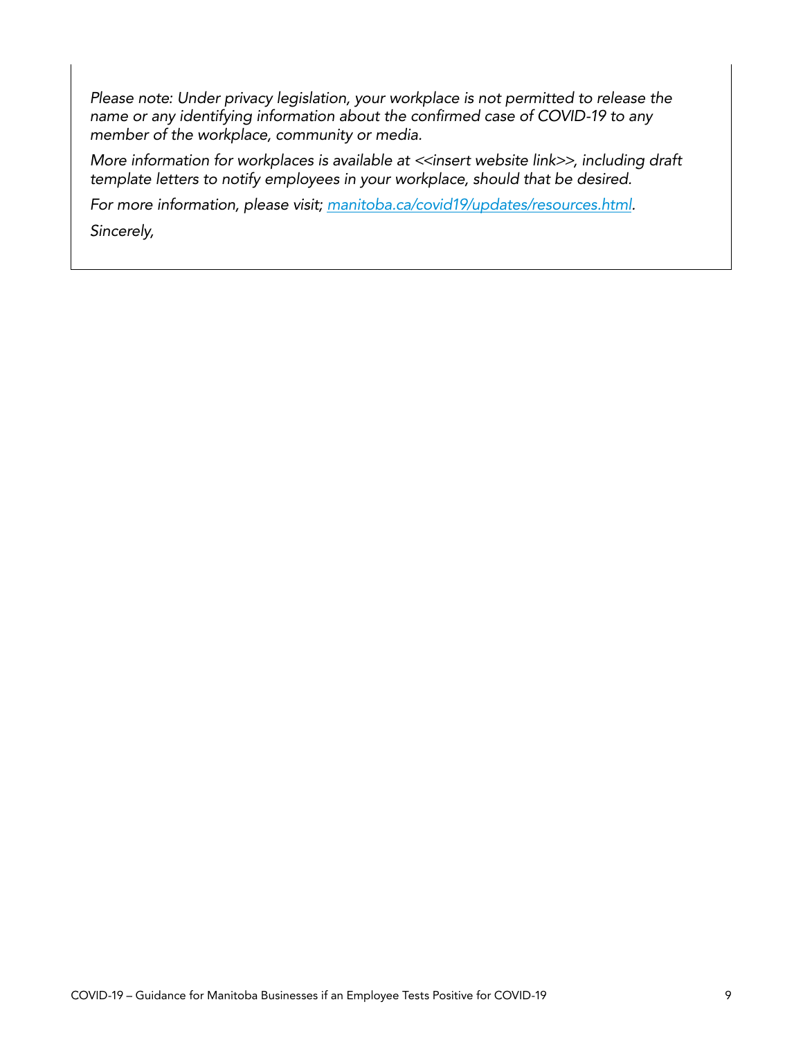*Please note: Under privacy legislation, your workplace is not permitted to release the name or any identifying information about the confirmed case of COVID-19 to any member of the workplace, community or media.*

*More information for workplaces is available at <<insert website link>>, including draft template letters to notify employees in your workplace, should that be desired.*

*For more information, please visit; [manitoba.ca/covid19/updates/resources.html](manitoba.ca/covid19/updates/resources.html).*

*Sincerely,*